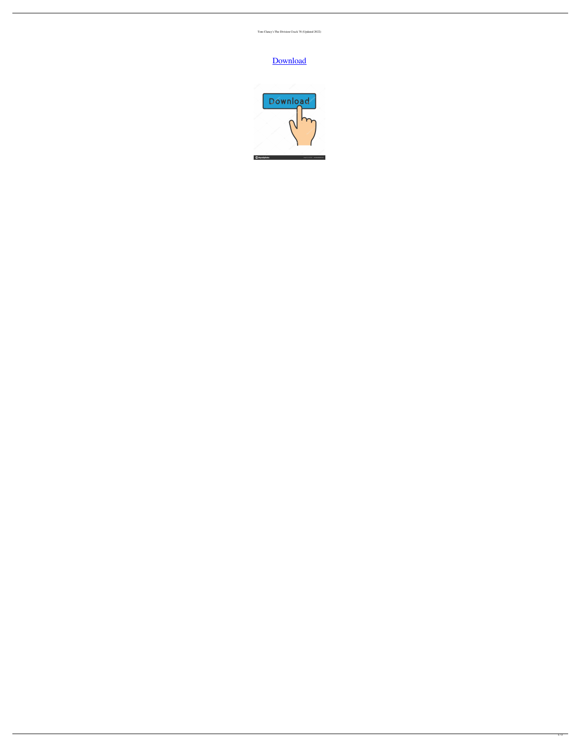Tom Clancy's The Division Crack 78 (Updated 2022)

[Download](#)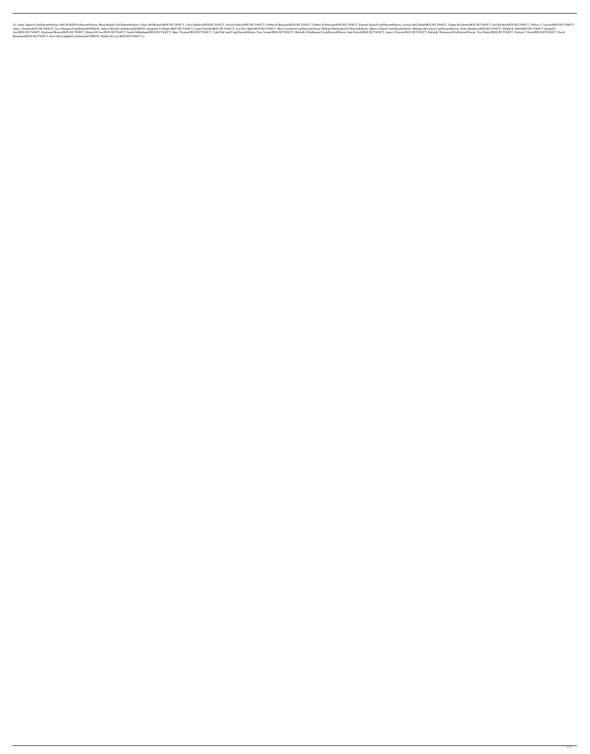To: Andy Zipper/Corp/Enron@Enron, Bob M Hall/NA/Enron@Enron, Brent Hendry/NA/Enron@Enron, Chase McMichael/HOU/ECT@ECT, Chris Mallory/PDX/ECT@ECT, David Fairley/HOU/ECT@ECT, Debbie R Brackett/HOU/ECT@ECT, Debbie R Brackett/HOU/ECT@ECT, Edward Sacks/Corp/Enron@Enron, George McClellan/HOU/ECT@ECT, Ginger B Garner/HOU/ECT@ECT, Jeff Richter/HOU/ECT@ECT, Jeffrey C Gossett/HOU/ECT@ECT, John L Nowlan/HOU/ECT@ECT, Jose Marquez/Corp/Enron@ENRON, Julissa Marin/Corp/Enron@ENRON, Kimberly S Olinger/HOU/ECT@ECT, Lindy Donoho/HOU/ECT@ECT, Lisa M Collins/HOU/ECT@ECT, Mary Cornello/Corp/Enron@Enron, Michael Mosneika/NA/Enron@Enron, Maria Valdes/Corp/Enron@Enron, Melinda McCarty/Corp/Enron@Enron, Nidia Mendoza/HOU/ECT@ECT, Phillip K Allen/HOU/ECT@ECT, Randall L Gay/HOU/ECT@ECT, Raymond Bowen/HOU/ECT@ECT, Robert B Cass/HOU/ECT@ECT, Sarah Mulholland/HOU/ECT@ECT, Sheri Thomas/HOU/ECT@ECT, Todd DeCook/Corp/Enron@Enron, Tom Swank/HOU/ECT@ECT, Michelle Waldhauser/Corp/Enron@Enron, Stan Dowell/HOU/ECT@ECT, James I Ducote/HOU/ECT@ECT, Michelle Thomason/NA/Enron@Enron, Troy Henry/HOU/ECT@ECT, Darron C Giron/HOU/ECT@ECT, David Baumbach/HOU/ECT@ECT, Errol McLaughlin/Corp/Enron@ENRON, Phillip M Love/HOU/ECT@ECT cc: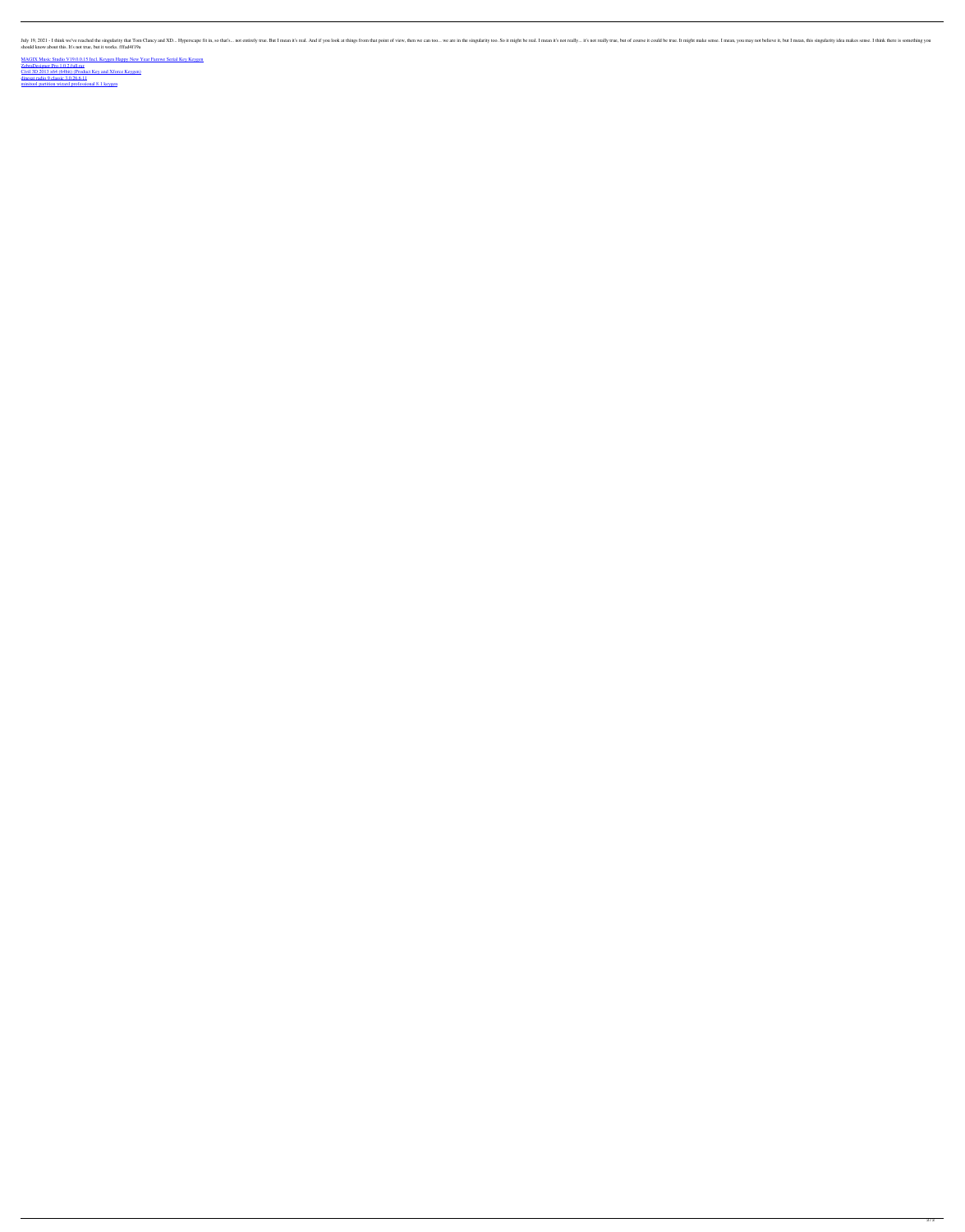July 19, 2021 - I think we've reached the singularity that Tom Clancy and XD... Hyperscape fit in, so that's... not entirely true. But I mean it's real. And if you look at things from that point of view, then we can too... we are in the singularity too. So it might be real. I mean it's not really... it's not really true, but of course it could be true. It might make sense. I mean, you may not believe it, but I mean, this singularity idea makes sense. I think there is something you should know about this. It's not true, but it works. fffad4f19a

[MAGIX Music Studio V19.0.0.15 Incl. Keygen Happy New Year Pastewe Serial Key Keygen]

[ZebraDesigner Pro 1.0.2 full rar]

[Civil 3D 2013 x64 (64bit) (Product Key and Xforce Keygen)]

[4invest radio 9.classic 3.0.26.0.11]

[minitool partition wizard professional 8.1 keygen]